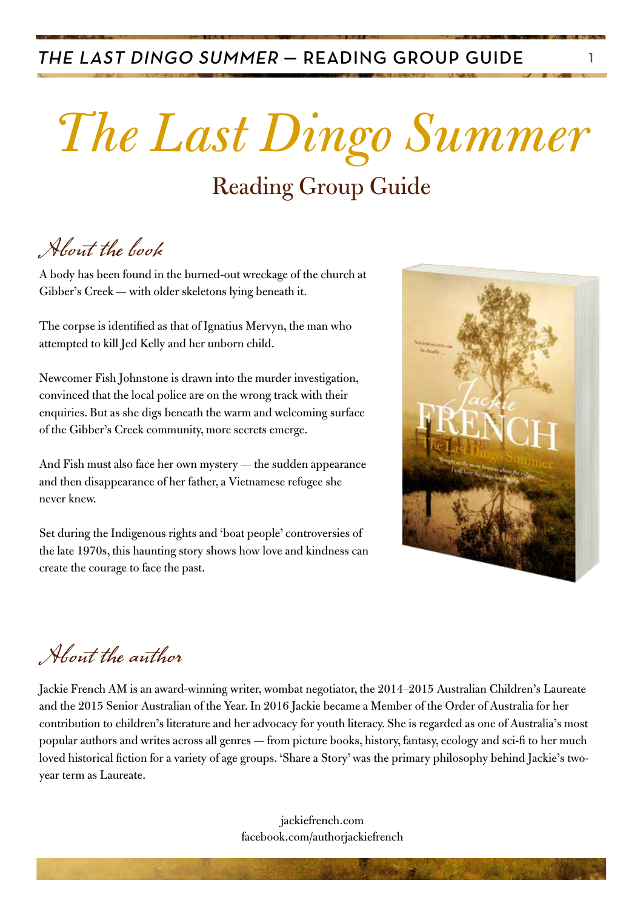# *The Last Dingo Summer*

## Reading Group Guide

### *About the book*

A body has been found in the burned-out wreckage of the church at Gibber's Creek — with older skeletons lying beneath it.

The corpse is identified as that of Ignatius Mervyn, the man who attempted to kill Jed Kelly and her unborn child.

Newcomer Fish Johnstone is drawn into the murder investigation, convinced that the local police are on the wrong track with their enquiries. But as she digs beneath the warm and welcoming surface of the Gibber's Creek community, more secrets emerge.

And Fish must also face her own mystery — the sudden appearance and then disappearance of her father, a Vietnamese refugee she never knew.

Set during the Indigenous rights and 'boat people' controversies of the late 1970s, this haunting story shows how love and kindness can create the courage to face the past.

### *About the author*

Jackie French AM is an award-winning writer, wombat negotiator, the 2014–2015 Australian Children's Laureate and the 2015 Senior Australian of the Year. In 2016 Jackie became a Member of the Order of Australia for her contribution to children's literature and her advocacy for youth literacy. She is regarded as one of Australia's most popular authors and writes across all genres — from picture books, history, fantasy, ecology and sci-fi to her much loved historical fiction for a variety of age groups. 'Share a Story' was the primary philosophy behind Jackie's two-year term as Laureate.

jackiefrench.com
facebook.com/authorjackiefrench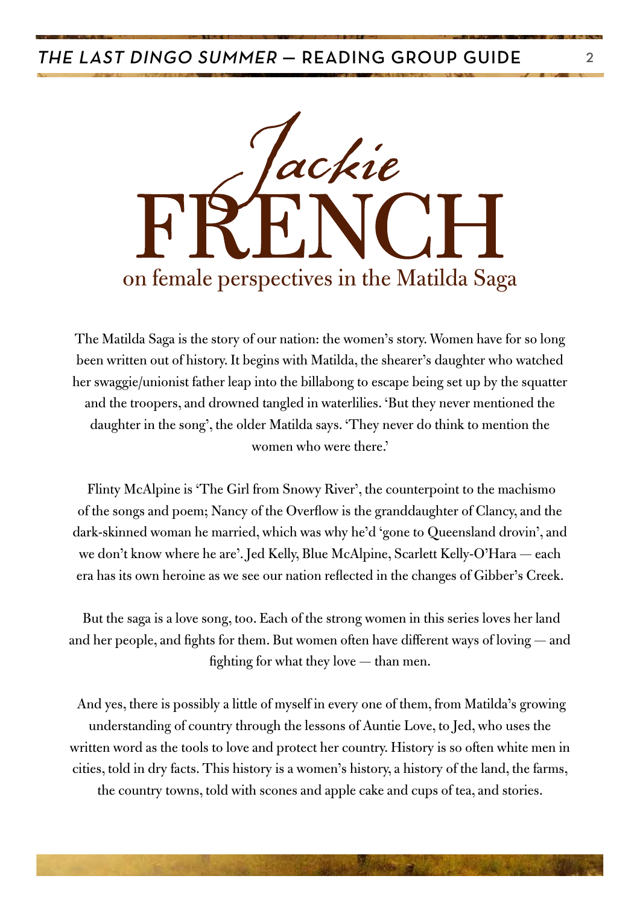# Jackie FRENCH

## on female perspectives in the Matilda Saga

The Matilda Saga is the story of our nation: the women's story. Women have for so long been written out of history. It begins with Matilda, the shearer's daughter who watched her swaggie/unionist father leap into the billabong to escape being set up by the squatter and the troopers, and drowned tangled in waterlilies. 'But they never mentioned the daughter in the song', the older Matilda says. 'They never do think to mention the women who were there.'

Flinty McAlpine is 'The Girl from Snowy River', the counterpoint to the machismo of the songs and poem; Nancy of the Overflow is the granddaughter of Clancy, and the dark-skinned woman he married, which was why he'd 'gone to Queensland drovin', and we don't know where he are'. Jed Kelly, Blue McAlpine, Scarlett Kelly-O'Hara — each era has its own heroine as we see our nation reflected in the changes of Gibber's Creek.

But the saga is a love song, too. Each of the strong women in this series loves her land and her people, and fights for them. But women often have different ways of loving — and fighting for what they love — than men.

And yes, there is possibly a little of myself in every one of them, from Matilda's growing understanding of country through the lessons of Auntie Love, to Jed, who uses the written word as the tools to love and protect her country. History is so often white men in cities, told in dry facts. This history is a women's history, a history of the land, the farms, the country towns, told with scones and apple cake and cups of tea, and stories.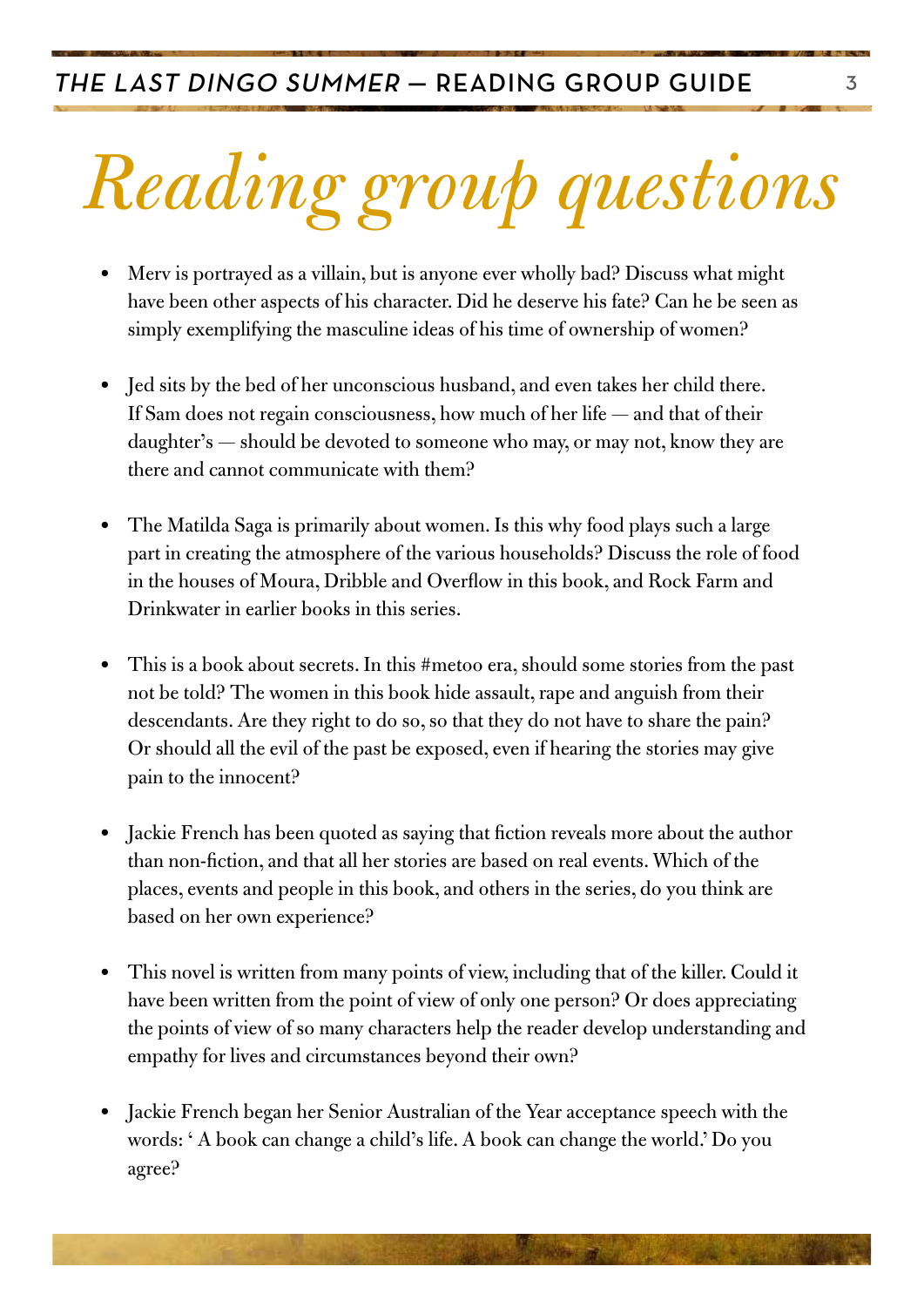# Reading group questions

- Merv is portrayed as a villain, but is anyone ever wholly bad? Discuss what might have been other aspects of his character. Did he deserve his fate? Can he be seen as simply exemplifying the masculine ideas of his time of ownership of women?

- Jed sits by the bed of her unconscious husband, and even takes her child there. If Sam does not regain consciousness, how much of her life — and that of their daughter's — should be devoted to someone who may, or may not, know they are there and cannot communicate with them?

- The Matilda Saga is primarily about women. Is this why food plays such a large part in creating the atmosphere of the various households? Discuss the role of food in the houses of Moura, Dribble and Overflow in this book, and Rock Farm and Drinkwater in earlier books in this series.

- This is a book about secrets. In this #metoo era, should some stories from the past not be told? The women in this book hide assault, rape and anguish from their descendants. Are they right to do so, so that they do not have to share the pain? Or should all the evil of the past be exposed, even if hearing the stories may give pain to the innocent?

- Jackie French has been quoted as saying that fiction reveals more about the author than non-fiction, and that all her stories are based on real events. Which of the places, events and people in this book, and others in the series, do you think are based on her own experience?

- This novel is written from many points of view, including that of the killer. Could it have been written from the point of view of only one person? Or does appreciating the points of view of so many characters help the reader develop understanding and empathy for lives and circumstances beyond their own?

- Jackie French began her Senior Australian of the Year acceptance speech with the words: ' A book can change a child's life. A book can change the world.' Do you agree?